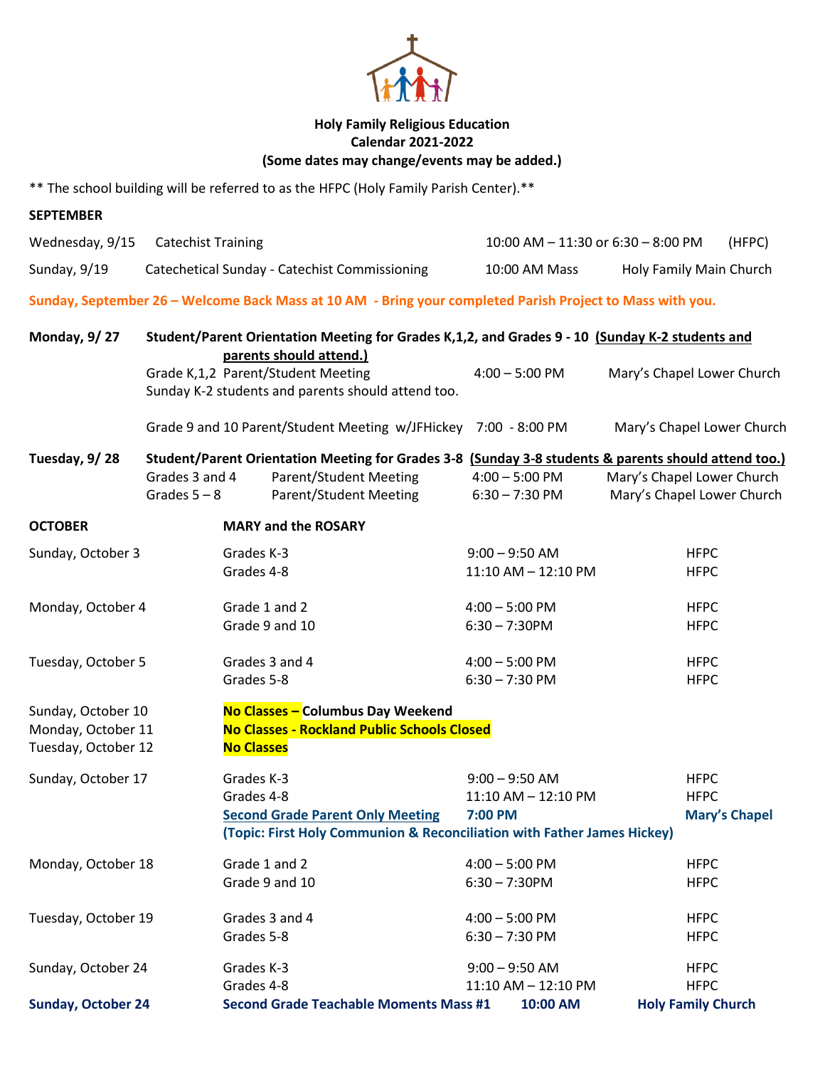**Holy Family Religious Education**
**Calendar 2021-2022**
**(Some dates may change/events may be added.)**

** The school building will be referred to as the HFPC (Holy Family Parish Center).**

**SEPTEMBER**

| | | | |
|---|---|---|---|
| Wednesday, 9/15 | Catechist Training | 10:00 AM – 11:30 or 6:30 – 8:00 PM | (HFPC) |
| Sunday, 9/19 | Catechetical Sunday - Catechist Commissioning | 10:00 AM Mass | Holy Family Main Church |

**Sunday, September 26 – Welcome Back Mass at 10 AM - Bring your completed Parish Project to Mass with you.**

**Monday, 9/ 27** — **Student/Parent Orientation Meeting for Grades K,1,2, and Grades 9 - 10** **(Sunday K-2 students and parents should attend.)**

| | | | |
|---|---|---|---|
| | Grade K,1,2 Parent/Student Meeting<br>Sunday K-2 students and parents should attend too. | 4:00 – 5:00 PM | Mary's Chapel Lower Church |
| | Grade 9 and 10 Parent/Student Meeting w/JFHickey | 7:00 - 8:00 PM | Mary's Chapel Lower Church |

**Tuesday, 9/ 28** — **Student/Parent Orientation Meeting for Grades 3-8** **(Sunday 3-8 students & parents should attend too.)**

| | | | |
|---|---|---|---|
| Grades 3 and 4 | Parent/Student Meeting | 4:00 – 5:00 PM | Mary's Chapel Lower Church |
| Grades 5 – 8 | Parent/Student Meeting | 6:30 – 7:30 PM | Mary's Chapel Lower Church |

**OCTOBER** — **MARY and the ROSARY**

| | | | |
|---|---|---|---|
| Sunday, October 3 | Grades K-3 | 9:00 – 9:50 AM | HFPC |
| | Grades 4-8 | 11:10 AM – 12:10 PM | HFPC |
| Monday, October 4 | Grade 1 and 2 | 4:00 – 5:00 PM | HFPC |
| | Grade 9 and 10 | 6:30 – 7:30PM | HFPC |
| Tuesday, October 5 | Grades 3 and 4 | 4:00 – 5:00 PM | HFPC |
| | Grades 5-8 | 6:30 – 7:30 PM | HFPC |
| Sunday, October 10 | **No Classes – Columbus Day Weekend** | | |
| Monday, October 11 | **No Classes - Rockland Public Schools Closed** | | |
| Tuesday, October 12 | **No Classes** | | |
| Sunday, October 17 | Grades K-3 | 9:00 – 9:50 AM | HFPC |
| | Grades 4-8 | 11:10 AM – 12:10 PM | HFPC |
| | **Second Grade Parent Only Meeting** | **7:00 PM** | **Mary's Chapel** |
| | **(Topic: First Holy Communion & Reconciliation with Father James Hickey)** | | |
| Monday, October 18 | Grade 1 and 2 | 4:00 – 5:00 PM | HFPC |
| | Grade 9 and 10 | 6:30 – 7:30PM | HFPC |
| Tuesday, October 19 | Grades 3 and 4 | 4:00 – 5:00 PM | HFPC |
| | Grades 5-8 | 6:30 – 7:30 PM | HFPC |
| Sunday, October 24 | Grades K-3 | 9:00 – 9:50 AM | HFPC |
| | Grades 4-8 | 11:10 AM – 12:10 PM | HFPC |
| **Sunday, October 24** | **Second Grade Teachable Moments Mass #1** | **10:00 AM** | **Holy Family Church** |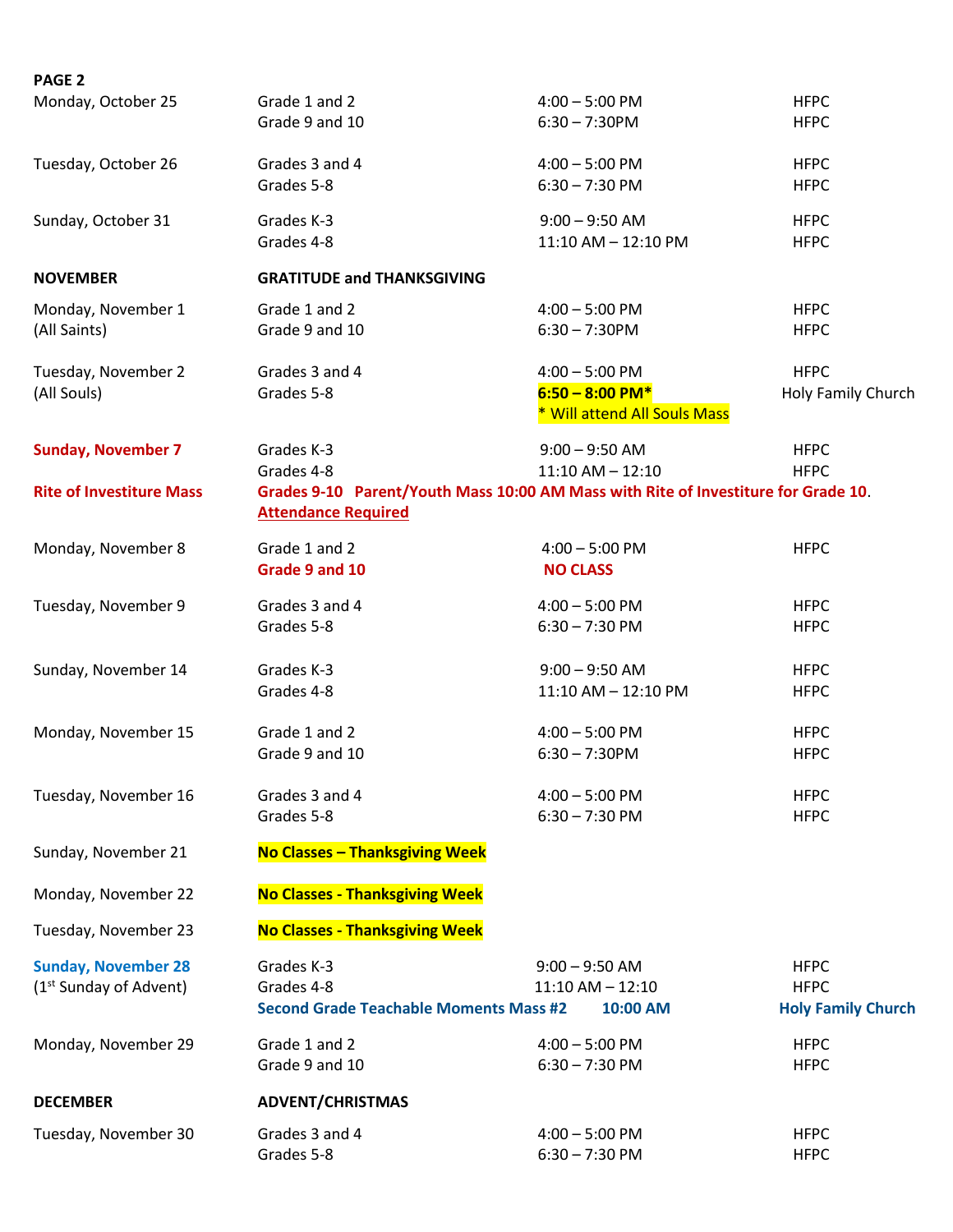**PAGE 2**

| | | | |
|---|---|---|---|
| Monday, October 25 | Grade 1 and 2 | 4:00 – 5:00 PM | HFPC |
| | Grade 9 and 10 | 6:30 – 7:30PM | HFPC |
| Tuesday, October 26 | Grades 3 and 4 | 4:00 – 5:00 PM | HFPC |
| | Grades 5-8 | 6:30 – 7:30 PM | HFPC |
| Sunday, October 31 | Grades K-3 | 9:00 – 9:50 AM | HFPC |
| | Grades 4-8 | 11:10 AM – 12:10 PM | HFPC |
| **NOVEMBER** | **GRATITUDE and THANKSGIVING** | | |
| Monday, November 1 | Grade 1 and 2 | 4:00 – 5:00 PM | HFPC |
| (All Saints) | Grade 9 and 10 | 6:30 – 7:30PM | HFPC |
| Tuesday, November 2 | Grades 3 and 4 | 4:00 – 5:00 PM | HFPC |
| (All Souls) | Grades 5-8 | **6:50 – 8:00 PM*** | Holy Family Church |
| | | * Will attend All Souls Mass | |
| **Sunday, November 7** | Grades K-3 | 9:00 – 9:50 AM | HFPC |
| | Grades 4-8 | 11:10 AM – 12:10 | HFPC |
| **Rite of Investiture Mass** | **Grades 9-10 Parent/Youth Mass 10:00 AM Mass with Rite of Investiture for Grade 10**. **Attendance Required** | | |
| Monday, November 8 | Grade 1 and 2 | 4:00 – 5:00 PM | HFPC |
| | **Grade 9 and 10** | **NO CLASS** | |
| Tuesday, November 9 | Grades 3 and 4 | 4:00 – 5:00 PM | HFPC |
| | Grades 5-8 | 6:30 – 7:30 PM | HFPC |
| Sunday, November 14 | Grades K-3 | 9:00 – 9:50 AM | HFPC |
| | Grades 4-8 | 11:10 AM – 12:10 PM | HFPC |
| Monday, November 15 | Grade 1 and 2 | 4:00 – 5:00 PM | HFPC |
| | Grade 9 and 10 | 6:30 – 7:30PM | HFPC |
| Tuesday, November 16 | Grades 3 and 4 | 4:00 – 5:00 PM | HFPC |
| | Grades 5-8 | 6:30 – 7:30 PM | HFPC |
| Sunday, November 21 | **No Classes – Thanksgiving Week** | | |
| Monday, November 22 | **No Classes - Thanksgiving Week** | | |
| Tuesday, November 23 | **No Classes - Thanksgiving Week** | | |
| **Sunday, November 28** | Grades K-3 | 9:00 – 9:50 AM | HFPC |
| (1st Sunday of Advent) | Grades 4-8 | 11:10 AM – 12:10 | HFPC |
| | **Second Grade Teachable Moments Mass #2** | **10:00 AM** | **Holy Family Church** |
| Monday, November 29 | Grade 1 and 2 | 4:00 – 5:00 PM | HFPC |
| | Grade 9 and 10 | 6:30 – 7:30 PM | HFPC |
| **DECEMBER** | **ADVENT/CHRISTMAS** | | |
| Tuesday, November 30 | Grades 3 and 4 | 4:00 – 5:00 PM | HFPC |
| | Grades 5-8 | 6:30 – 7:30 PM | HFPC |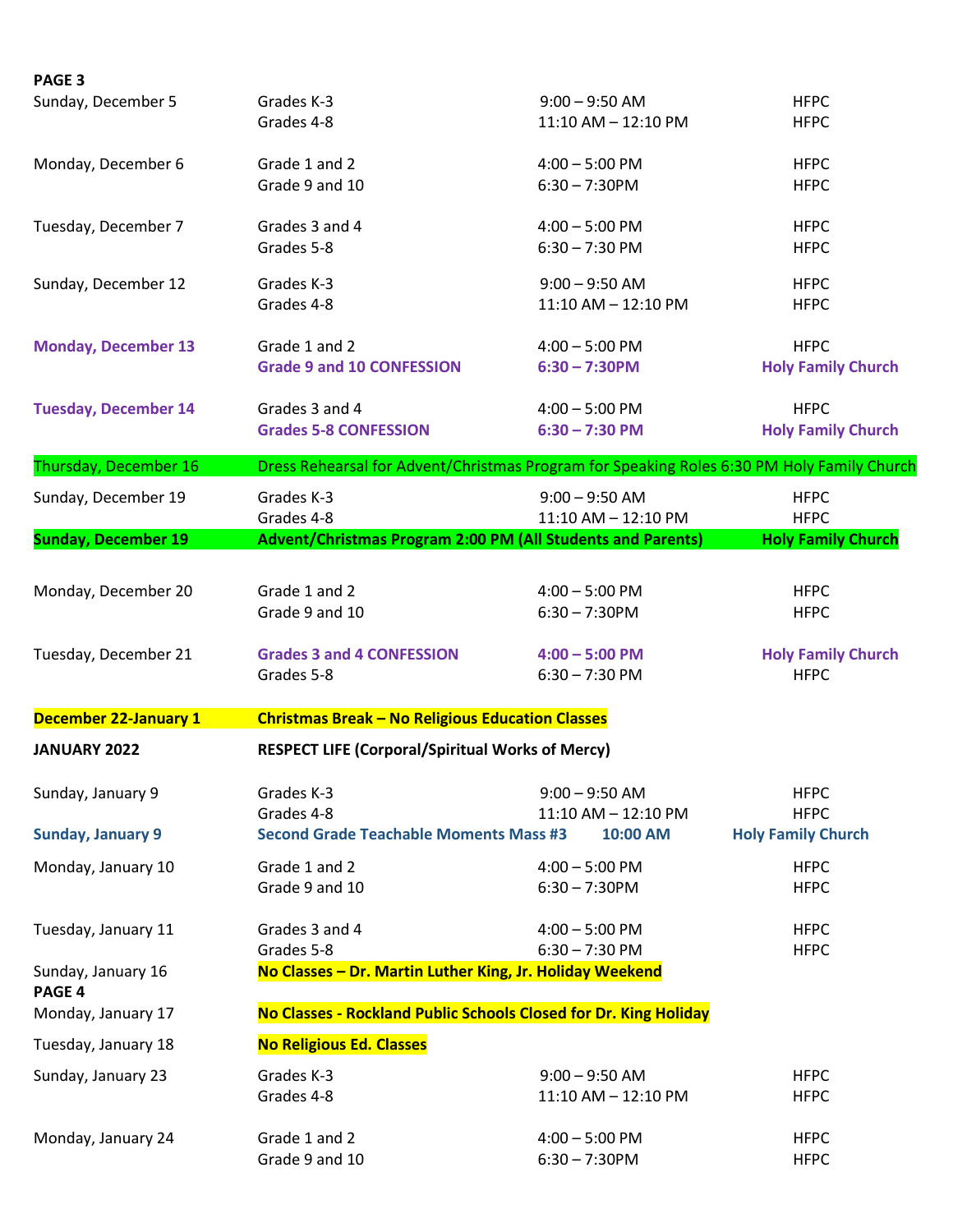**PAGE 3**

| Date | Grade/Event | Time | Location |
|---|---|---|---|
| Sunday, December 5 | Grades K-3 | 9:00 – 9:50 AM | HFPC |
| | Grades 4-8 | 11:10 AM – 12:10 PM | HFPC |
| Monday, December 6 | Grade 1 and 2 | 4:00 – 5:00 PM | HFPC |
| | Grade 9 and 10 | 6:30 – 7:30PM | HFPC |
| Tuesday, December 7 | Grades 3 and 4 | 4:00 – 5:00 PM | HFPC |
| | Grades 5-8 | 6:30 – 7:30 PM | HFPC |
| Sunday, December 12 | Grades K-3 | 9:00 – 9:50 AM | HFPC |
| | Grades 4-8 | 11:10 AM – 12:10 PM | HFPC |
| **Monday, December 13** | Grade 1 and 2 | 4:00 – 5:00 PM | HFPC |
| | **Grade 9 and 10 CONFESSION** | **6:30 – 7:30PM** | **Holy Family Church** |
| **Tuesday, December 14** | Grades 3 and 4 | 4:00 – 5:00 PM | HFPC |
| | **Grades 5-8 CONFESSION** | **6:30 – 7:30 PM** | **Holy Family Church** |
| Thursday, December 16 | Dress Rehearsal for Advent/Christmas Program for Speaking Roles 6:30 PM Holy Family Church | | |
| Sunday, December 19 | Grades K-3 | 9:00 – 9:50 AM | HFPC |
| | Grades 4-8 | 11:10 AM – 12:10 PM | HFPC |
| **Sunday, December 19** | **Advent/Christmas Program 2:00 PM (All Students and Parents)** | | **Holy Family Church** |
| Monday, December 20 | Grade 1 and 2 | 4:00 – 5:00 PM | HFPC |
| | Grade 9 and 10 | 6:30 – 7:30PM | HFPC |
| Tuesday, December 21 | **Grades 3 and 4 CONFESSION** | **4:00 – 5:00 PM** | **Holy Family Church** |
| | Grades 5-8 | 6:30 – 7:30 PM | HFPC |
| **December 22-January 1** | **Christmas Break – No Religious Education Classes** | | |
| **JANUARY 2022** | **RESPECT LIFE (Corporal/Spiritual Works of Mercy)** | | |
| Sunday, January 9 | Grades K-3 | 9:00 – 9:50 AM | HFPC |
| | Grades 4-8 | 11:10 AM – 12:10 PM | HFPC |
| **Sunday, January 9** | **Second Grade Teachable Moments Mass #3** | **10:00 AM** | **Holy Family Church** |
| Monday, January 10 | Grade 1 and 2 | 4:00 – 5:00 PM | HFPC |
| | Grade 9 and 10 | 6:30 – 7:30PM | HFPC |
| Tuesday, January 11 | Grades 3 and 4 | 4:00 – 5:00 PM | HFPC |
| | Grades 5-8 | 6:30 – 7:30 PM | HFPC |
| Sunday, January 16 | **No Classes – Dr. Martin Luther King, Jr. Holiday Weekend** | | |

**PAGE 4**

| Date | Grade/Event | Time | Location |
|---|---|---|---|
| Monday, January 17 | **No Classes - Rockland Public Schools Closed for Dr. King Holiday** | | |
| Tuesday, January 18 | **No Religious Ed. Classes** | | |
| Sunday, January 23 | Grades K-3 | 9:00 – 9:50 AM | HFPC |
| | Grades 4-8 | 11:10 AM – 12:10 PM | HFPC |
| Monday, January 24 | Grade 1 and 2 | 4:00 – 5:00 PM | HFPC |
| | Grade 9 and 10 | 6:30 – 7:30PM | HFPC |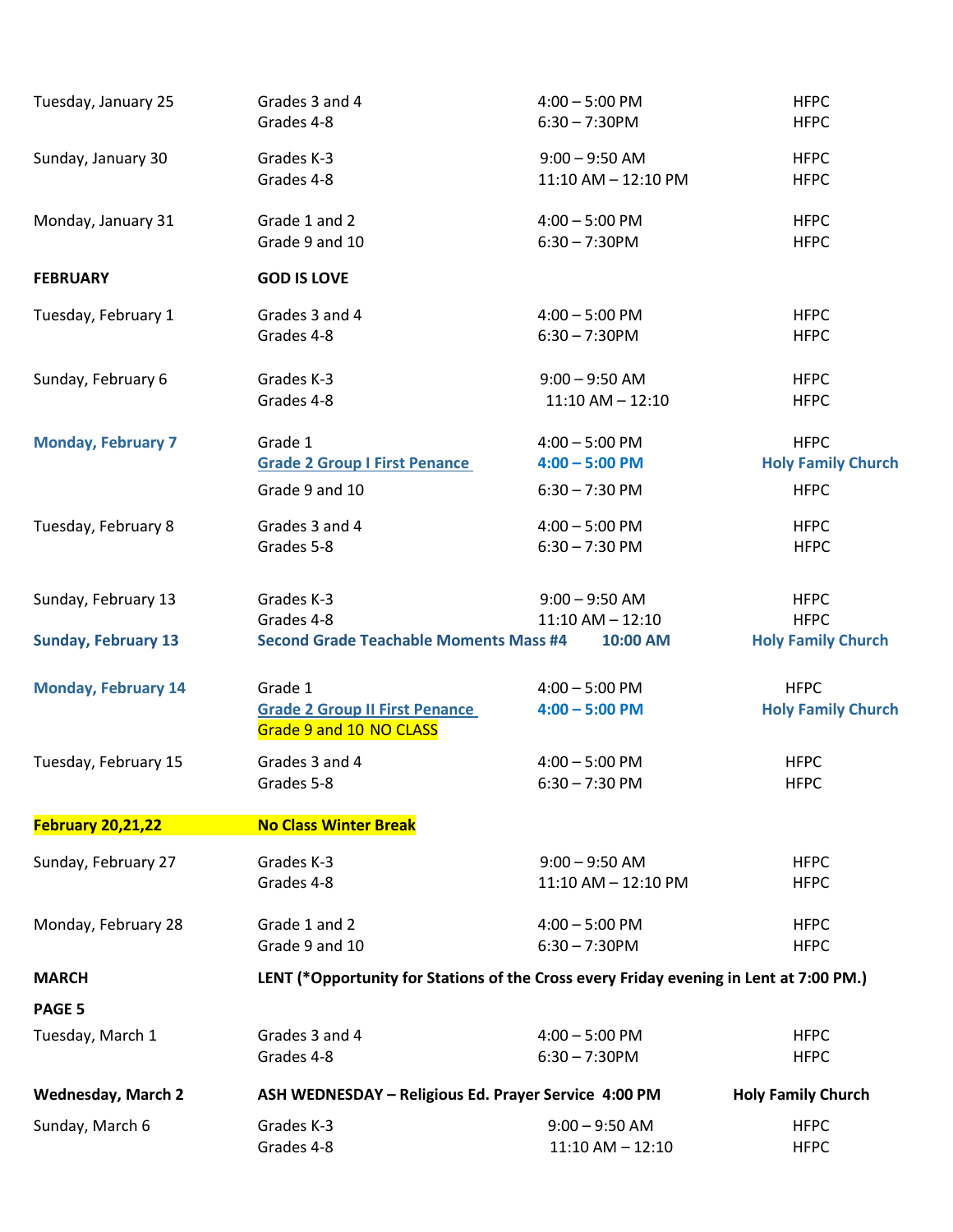| | | | |
|---|---|---|---|
| Tuesday, January 25 | Grades 3 and 4 | 4:00 – 5:00 PM | HFPC |
| | Grades 4-8 | 6:30 – 7:30PM | HFPC |
| Sunday, January 30 | Grades K-3 | 9:00 – 9:50 AM | HFPC |
| | Grades 4-8 | 11:10 AM – 12:10 PM | HFPC |
| Monday, January 31 | Grade 1 and 2 | 4:00 – 5:00 PM | HFPC |
| | Grade 9 and 10 | 6:30 – 7:30PM | HFPC |
| **FEBRUARY** | **GOD IS LOVE** | | |
| Tuesday, February 1 | Grades 3 and 4 | 4:00 – 5:00 PM | HFPC |
| | Grades 4-8 | 6:30 – 7:30PM | HFPC |
| Sunday, February 6 | Grades K-3 | 9:00 – 9:50 AM | HFPC |
| | Grades 4-8 | 11:10 AM – 12:10 | HFPC |
| **Monday, February 7** | Grade 1 | 4:00 – 5:00 PM | HFPC |
| | **Grade 2 Group I First Penance** | **4:00 – 5:00 PM** | **Holy Family Church** |
| | Grade 9 and 10 | 6:30 – 7:30 PM | HFPC |
| Tuesday, February 8 | Grades 3 and 4 | 4:00 – 5:00 PM | HFPC |
| | Grades 5-8 | 6:30 – 7:30 PM | HFPC |
| Sunday, February 13 | Grades K-3 | 9:00 – 9:50 AM | HFPC |
| | Grades 4-8 | 11:10 AM – 12:10 | HFPC |
| **Sunday, February 13** | **Second Grade Teachable Moments Mass #4** | **10:00 AM** | **Holy Family Church** |
| **Monday, February 14** | Grade 1 | 4:00 – 5:00 PM | HFPC |
| | **Grade 2 Group II First Penance** | **4:00 – 5:00 PM** | **Holy Family Church** |
| | Grade 9 and 10 NO CLASS | | |
| Tuesday, February 15 | Grades 3 and 4 | 4:00 – 5:00 PM | HFPC |
| | Grades 5-8 | 6:30 – 7:30 PM | HFPC |
| **February 20,21,22** | **No Class Winter Break** | | |
| Sunday, February 27 | Grades K-3 | 9:00 – 9:50 AM | HFPC |
| | Grades 4-8 | 11:10 AM – 12:10 PM | HFPC |
| Monday, February 28 | Grade 1 and 2 | 4:00 – 5:00 PM | HFPC |
| | Grade 9 and 10 | 6:30 – 7:30PM | HFPC |
| **MARCH** | **LENT (*Opportunity for Stations of the Cross every Friday evening in Lent at 7:00 PM.)** | | |
| **PAGE 5** | | | |
| Tuesday, March 1 | Grades 3 and 4 | 4:00 – 5:00 PM | HFPC |
| | Grades 4-8 | 6:30 – 7:30PM | HFPC |
| **Wednesday, March 2** | **ASH WEDNESDAY – Religious Ed. Prayer Service 4:00 PM** | | **Holy Family Church** |
| Sunday, March 6 | Grades K-3 | 9:00 – 9:50 AM | HFPC |
| | Grades 4-8 | 11:10 AM – 12:10 | HFPC |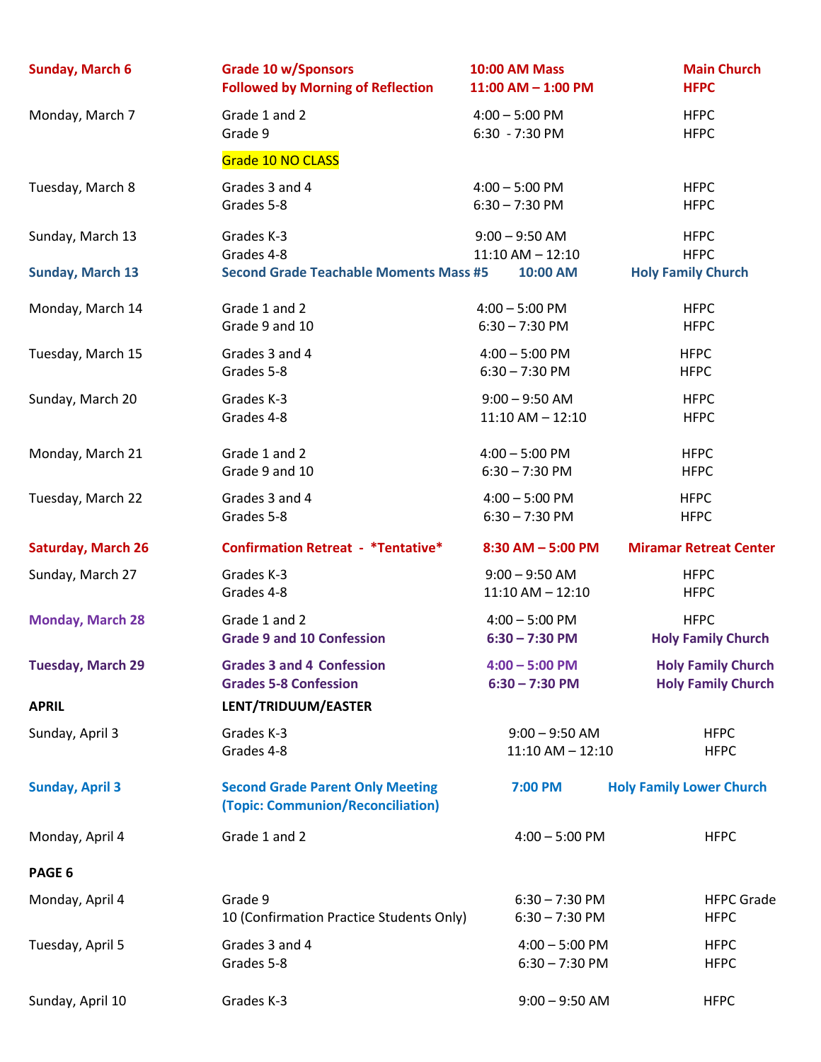| | | | |
|---|---|---|---|
| **Sunday, March 6** | **Grade 10 w/Sponsors**<br>**Followed by Morning of Reflection** | **10:00 AM Mass**<br>**11:00 AM – 1:00 PM** | **Main Church**<br>**HFPC** |
| Monday, March 7 | Grade 1 and 2<br>Grade 9<br>Grade 10 NO CLASS | 4:00 – 5:00 PM<br>6:30 - 7:30 PM | HFPC<br>HFPC |
| Tuesday, March 8 | Grades 3 and 4<br>Grades 5-8 | 4:00 – 5:00 PM<br>6:30 – 7:30 PM | HFPC<br>HFPC |
| Sunday, March 13 | Grades K-3<br>Grades 4-8 | 9:00 – 9:50 AM<br>11:10 AM – 12:10 | HFPC<br>HFPC |
| **Sunday, March 13** | **Second Grade Teachable Moments Mass #5** | **10:00 AM** | **Holy Family Church** |
| Monday, March 14 | Grade 1 and 2<br>Grade 9 and 10 | 4:00 – 5:00 PM<br>6:30 – 7:30 PM | HFPC<br>HFPC |
| Tuesday, March 15 | Grades 3 and 4<br>Grades 5-8 | 4:00 – 5:00 PM<br>6:30 – 7:30 PM | HFPC<br>HFPC |
| Sunday, March 20 | Grades K-3<br>Grades 4-8 | 9:00 – 9:50 AM<br>11:10 AM – 12:10 | HFPC<br>HFPC |
| Monday, March 21 | Grade 1 and 2<br>Grade 9 and 10 | 4:00 – 5:00 PM<br>6:30 – 7:30 PM | HFPC<br>HFPC |
| Tuesday, March 22 | Grades 3 and 4<br>Grades 5-8 | 4:00 – 5:00 PM<br>6:30 – 7:30 PM | HFPC<br>HFPC |
| **Saturday, March 26** | **Confirmation Retreat - *Tentative*** | **8:30 AM – 5:00 PM** | **Miramar Retreat Center** |
| Sunday, March 27 | Grades K-3<br>Grades 4-8 | 9:00 – 9:50 AM<br>11:10 AM – 12:10 | HFPC<br>HFPC |
| **Monday, March 28** | Grade 1 and 2<br>**Grade 9 and 10 Confession** | 4:00 – 5:00 PM<br>**6:30 – 7:30 PM** | HFPC<br>**Holy Family Church** |
| **Tuesday, March 29** | **Grades 3 and 4 Confession**<br>**Grades 5-8 Confession** | **4:00 – 5:00 PM**<br>**6:30 – 7:30 PM** | **Holy Family Church**<br>**Holy Family Church** |
| **APRIL** | **LENT/TRIDUUM/EASTER** | | |
| Sunday, April 3 | Grades K-3<br>Grades 4-8 | 9:00 – 9:50 AM<br>11:10 AM – 12:10 | HFPC<br>HFPC |
| **Sunday, April 3** | **Second Grade Parent Only Meeting**<br>**(Topic: Communion/Reconciliation)** | **7:00 PM** | **Holy Family Lower Church** |
| Monday, April 4 | Grade 1 and 2 | 4:00 – 5:00 PM | HFPC |
| **PAGE 6** | | | |
| Monday, April 4 | Grade 9<br>10 (Confirmation Practice Students Only) | 6:30 – 7:30 PM<br>6:30 – 7:30 PM | HFPC Grade<br>HFPC |
| Tuesday, April 5 | Grades 3 and 4<br>Grades 5-8 | 4:00 – 5:00 PM<br>6:30 – 7:30 PM | HFPC<br>HFPC |
| Sunday, April 10 | Grades K-3 | 9:00 – 9:50 AM | HFPC |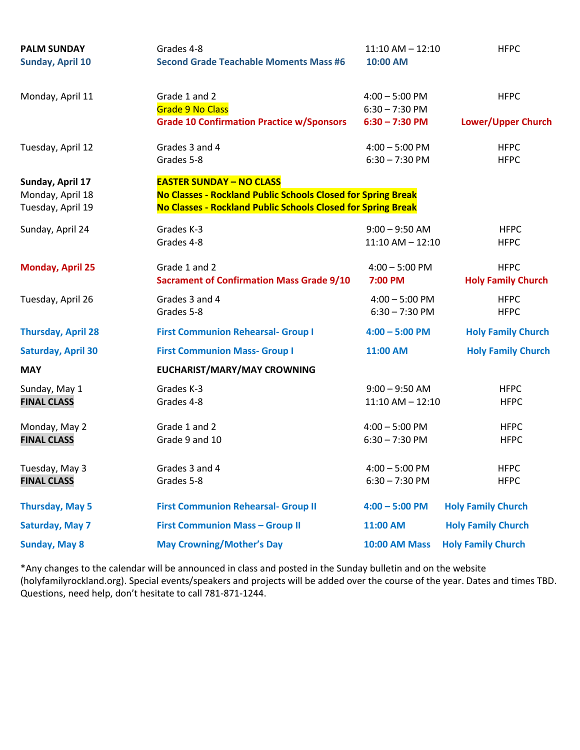| | | | |
|---|---|---|---|
| **PALM SUNDAY** | Grades 4-8 | 11:10 AM – 12:10 | HFPC |
| **Sunday, April 10** | **Second Grade Teachable Moments Mass #6** | **10:00 AM** | |
| Monday, April 11 | Grade 1 and 2 | 4:00 – 5:00 PM | HFPC |
| | Grade 9 No Class | 6:30 – 7:30 PM | |
| | **Grade 10 Confirmation Practice w/Sponsors** | **6:30 – 7:30 PM** | **Lower/Upper Church** |
| Tuesday, April 12 | Grades 3 and 4 | 4:00 – 5:00 PM | HFPC |
| | Grades 5-8 | 6:30 – 7:30 PM | HFPC |
| **Sunday, April 17** | **EASTER SUNDAY – NO CLASS** | | |
| Monday, April 18 | **No Classes - Rockland Public Schools Closed for Spring Break** | | |
| Tuesday, April 19 | **No Classes - Rockland Public Schools Closed for Spring Break** | | |
| Sunday, April 24 | Grades K-3 | 9:00 – 9:50 AM | HFPC |
| | Grades 4-8 | 11:10 AM – 12:10 | HFPC |
| **Monday, April 25** | Grade 1 and 2 | 4:00 – 5:00 PM | HFPC |
| | **Sacrament of Confirmation Mass Grade 9/10** | **7:00 PM** | **Holy Family Church** |
| Tuesday, April 26 | Grades 3 and 4 | 4:00 – 5:00 PM | HFPC |
| | Grades 5-8 | 6:30 – 7:30 PM | HFPC |
| **Thursday, April 28** | **First Communion Rehearsal- Group I** | **4:00 – 5:00 PM** | **Holy Family Church** |
| **Saturday, April 30** | **First Communion Mass- Group I** | **11:00 AM** | **Holy Family Church** |
| **MAY** | **EUCHARIST/MARY/MAY CROWNING** | | |
| Sunday, May 1 | Grades K-3 | 9:00 – 9:50 AM | HFPC |
| **FINAL CLASS** | Grades 4-8 | 11:10 AM – 12:10 | HFPC |
| Monday, May 2 | Grade 1 and 2 | 4:00 – 5:00 PM | HFPC |
| **FINAL CLASS** | Grade 9 and 10 | 6:30 – 7:30 PM | HFPC |
| Tuesday, May 3 | Grades 3 and 4 | 4:00 – 5:00 PM | HFPC |
| **FINAL CLASS** | Grades 5-8 | 6:30 – 7:30 PM | HFPC |
| **Thursday, May 5** | **First Communion Rehearsal- Group II** | **4:00 – 5:00 PM** | **Holy Family Church** |
| **Saturday, May 7** | **First Communion Mass – Group II** | **11:00 AM** | **Holy Family Church** |
| **Sunday, May 8** | **May Crowning/Mother's Day** | **10:00 AM Mass** | **Holy Family Church** |

*Any changes to the calendar will be announced in class and posted in the Sunday bulletin and on the website (holyfamilyrockland.org). Special events/speakers and projects will be added over the course of the year. Dates and times TBD. Questions, need help, don't hesitate to call 781-871-1244.